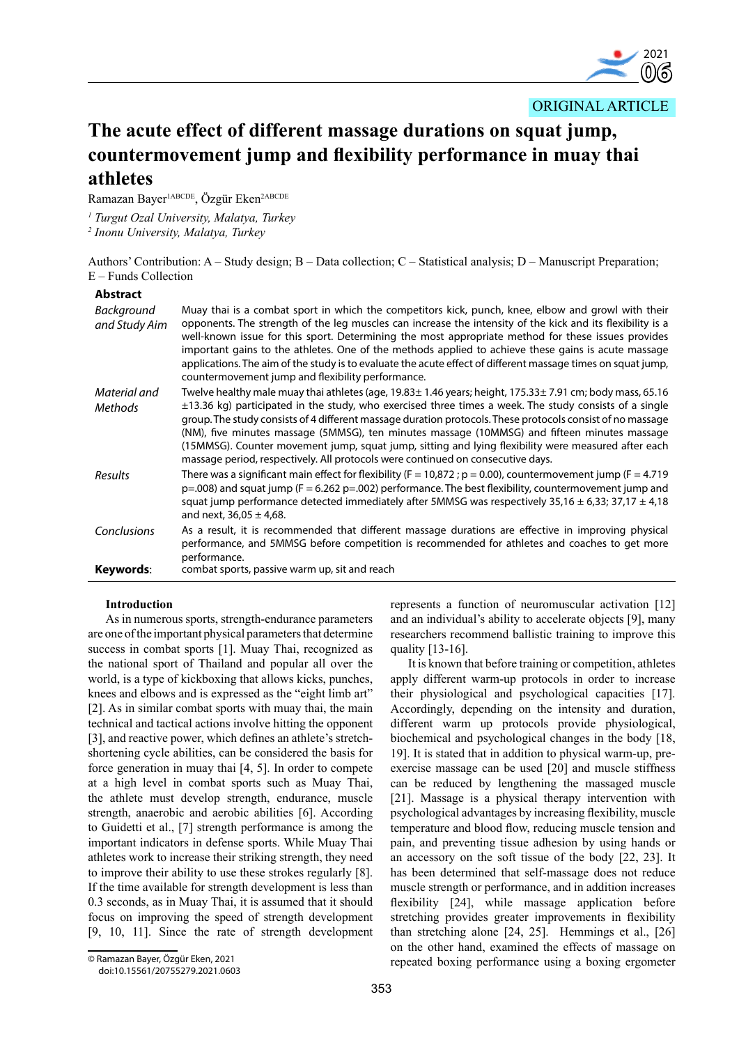ORIGINAL ARTICLE

# The acute effect of different massage durations on squat jump, countermovement jump and flexibility performance in muay thai athletes

Ramazan Bayer[1ABCDE], Özgür Eken[2ABCDE]

[1] *Turgut Ozal University, Malatya, Turkey*
[2] *Inonu University, Malatya, Turkey*

Authors' Contribution: A – Study design; B – Data collection; C – Statistical analysis; D – Manuscript Preparation; E – Funds Collection

**Abstract**

*Background and Study Aim*: Muay thai is a combat sport in which the competitors kick, punch, knee, elbow and growl with their opponents. The strength of the leg muscles can increase the intensity of the kick and its flexibility is a well-known issue for this sport. Determining the most appropriate method for these issues provides important gains to the athletes. One of the methods applied to achieve these gains is acute massage applications. The aim of the study is to evaluate the acute effect of different massage times on squat jump, countermovement jump and flexibility performance.

*Material and Methods*: Twelve healthy male muay thai athletes (age, 19.83± 1.46 years; height, 175.33± 7.91 cm; body mass, 65.16 ±13.36 kg) participated in the study, who exercised three times a week. The study consists of a single group. The study consists of 4 different massage duration protocols. These protocols consist of no massage (NM), five minutes massage (5MMSG), ten minutes massage (10MMSG) and fifteen minutes massage (15MMSG). Counter movement jump, squat jump, sitting and lying flexibility were measured after each massage period, respectively. All protocols were continued on consecutive days.

*Results*: There was a significant main effect for flexibility ($F = 10{,}872$ ; $p = 0.00$), countermovement jump ($F = 4.719$ $p=.008$) and squat jump ($F = 6.262$ $p=.002$) performance. The best flexibility, countermovement jump and squat jump performance detected immediately after 5MMSG was respectively 35,16 ± 6,33; 37,17 ± 4,18 and next, 36,05 ± 4,68.

*Conclusions*: As a result, it is recommended that different massage durations are effective in improving physical performance, and 5MMSG before competition is recommended for athletes and coaches to get more performance.

**Keywords**: combat sports, passive warm up, sit and reach

## Introduction

As in numerous sports, strength-endurance parameters are one of the important physical parameters that determine success in combat sports [1]. Muay Thai, recognized as the national sport of Thailand and popular all over the world, is a type of kickboxing that allows kicks, punches, knees and elbows and is expressed as the "eight limb art" [2]. As in similar combat sports with muay thai, the main technical and tactical actions involve hitting the opponent [3], and reactive power, which defines an athlete's stretch-shortening cycle abilities, can be considered the basis for force generation in muay thai [4, 5]. In order to compete at a high level in combat sports such as Muay Thai, the athlete must develop strength, endurance, muscle strength, anaerobic and aerobic abilities [6]. According to Guidetti et al., [7] strength performance is among the important indicators in defense sports. While Muay Thai athletes work to increase their striking strength, they need to improve their ability to use these strokes regularly [8]. If the time available for strength development is less than 0.3 seconds, as in Muay Thai, it is assumed that it should focus on improving the speed of strength development [9, 10, 11]. Since the rate of strength development represents a function of neuromuscular activation [12] and an individual's ability to accelerate objects [9], many researchers recommend ballistic training to improve this quality [13-16].

It is known that before training or competition, athletes apply different warm-up protocols in order to increase their physiological and psychological capacities [17]. Accordingly, depending on the intensity and duration, different warm up protocols provide physiological, biochemical and psychological changes in the body [18, 19]. It is stated that in addition to physical warm-up, pre-exercise massage can be used [20] and muscle stiffness can be reduced by lengthening the massaged muscle [21]. Massage is a physical therapy intervention with psychological advantages by increasing flexibility, muscle temperature and blood flow, reducing muscle tension and pain, and preventing tissue adhesion by using hands or an accessory on the soft tissue of the body [22, 23]. It has been determined that self-massage does not reduce muscle strength or performance, and in addition increases flexibility [24], while massage application before stretching provides greater improvements in flexibility than stretching alone [24, 25]. Hemmings et al., [26] on the other hand, examined the effects of massage on repeated boxing performance using a boxing ergometer

© Ramazan Bayer, Özgür Eken, 2021
doi:10.15561/20755279.2021.0603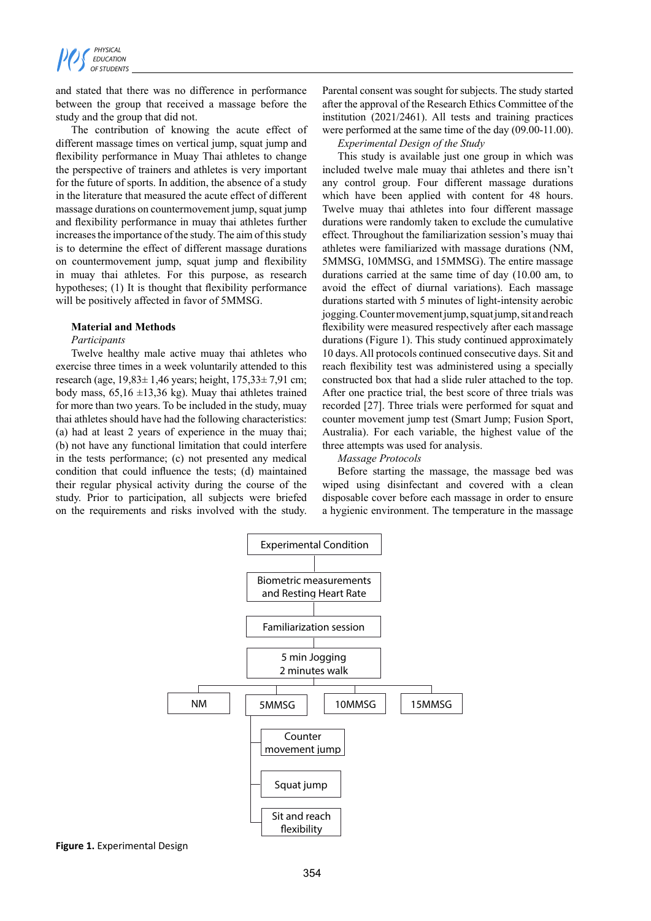and stated that there was no difference in performance between the group that received a massage before the study and the group that did not.

The contribution of knowing the acute effect of different massage times on vertical jump, squat jump and flexibility performance in Muay Thai athletes to change the perspective of trainers and athletes is very important for the future of sports. In addition, the absence of a study in the literature that measured the acute effect of different massage durations on countermovement jump, squat jump and flexibility performance in muay thai athletes further increases the importance of the study. The aim of this study is to determine the effect of different massage durations on countermovement jump, squat jump and flexibility in muay thai athletes. For this purpose, as research hypotheses; (1) It is thought that flexibility performance will be positively affected in favor of 5MMSG.

## Material and Methods

*Participants*

Twelve healthy male active muay thai athletes who exercise three times in a week voluntarily attended to this research (age, 19,83± 1,46 years; height, 175,33± 7,91 cm; body mass, 65,16 ±13,36 kg). Muay thai athletes trained for more than two years. To be included in the study, muay thai athletes should have had the following characteristics: (a) had at least 2 years of experience in the muay thai; (b) not have any functional limitation that could interfere in the tests performance; (c) not presented any medical condition that could influence the tests; (d) maintained their regular physical activity during the course of the study. Prior to participation, all subjects were briefed on the requirements and risks involved with the study. Parental consent was sought for subjects. The study started after the approval of the Research Ethics Committee of the institution (2021/2461). All tests and training practices were performed at the same time of the day (09.00-11.00).

*Experimental Design of the Study*

This study is available just one group in which was included twelve male muay thai athletes and there isn't any control group. Four different massage durations which have been applied with content for 48 hours. Twelve muay thai athletes into four different massage durations were randomly taken to exclude the cumulative effect. Throughout the familiarization session's muay thai athletes were familiarized with massage durations (NM, 5MMSG, 10MMSG, and 15MMSG). The entire massage durations carried at the same time of day (10.00 am, to avoid the effect of diurnal variations). Each massage durations started with 5 minutes of light-intensity aerobic jogging. Counter movement jump, squat jump, sit and reach flexibility were measured respectively after each massage durations (Figure 1). This study continued approximately 10 days. All protocols continued consecutive days. Sit and reach flexibility test was administered using a specially constructed box that had a slide ruler attached to the top. After one practice trial, the best score of three trials was recorded [27]. Three trials were performed for squat and counter movement jump test (Smart Jump; Fusion Sport, Australia). For each variable, the highest value of the three attempts was used for analysis.

*Massage Protocols*

Before starting the massage, the massage bed was wiped using disinfectant and covered with a clean disposable cover before each massage in order to ensure a hygienic environment. The temperature in the massage

Experimental Condition → Biometric measurements and Resting Heart Rate → Familiarization session → 5 min Jogging, 2 minutes walk → NM / 5MMSG / 10MMSG / 15MMSG → Counter movement jump → Squat jump → Sit and reach flexibility

**Figure 1.** Experimental Design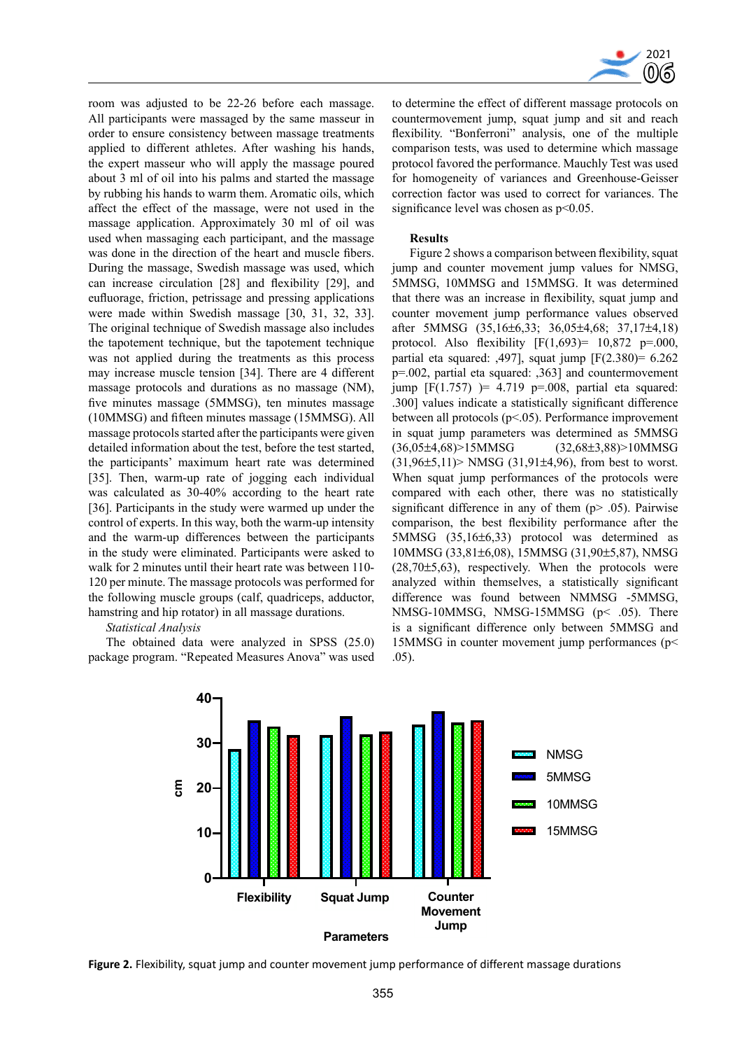room was adjusted to be 22-26 before each massage. All participants were massaged by the same masseur in order to ensure consistency between massage treatments applied to different athletes. After washing his hands, the expert masseur who will apply the massage poured about 3 ml of oil into his palms and started the massage by rubbing his hands to warm them. Aromatic oils, which affect the effect of the massage, were not used in the massage application. Approximately 30 ml of oil was used when massaging each participant, and the massage was done in the direction of the heart and muscle fibers. During the massage, Swedish massage was used, which can increase circulation [28] and flexibility [29], and eufluorage, friction, petrissage and pressing applications were made within Swedish massage [30, 31, 32, 33]. The original technique of Swedish massage also includes the tapotement technique, but the tapotement technique was not applied during the treatments as this process may increase muscle tension [34]. There are 4 different massage protocols and durations as no massage (NM), five minutes massage (5MMSG), ten minutes massage (10MMSG) and fifteen minutes massage (15MMSG). All massage protocols started after the participants were given detailed information about the test, before the test started, the participants' maximum heart rate was determined [35]. Then, warm-up rate of jogging each individual was calculated as 30-40% according to the heart rate [36]. Participants in the study were warmed up under the control of experts. In this way, both the warm-up intensity and the warm-up differences between the participants in the study were eliminated. Participants were asked to walk for 2 minutes until their heart rate was between 110-120 per minute. The massage protocols was performed for the following muscle groups (calf, quadriceps, adductor, hamstring and hip rotator) in all massage durations.

*Statistical Analysis*

The obtained data were analyzed in SPSS (25.0) package program. "Repeated Measures Anova" was used to determine the effect of different massage protocols on countermovement jump, squat jump and sit and reach flexibility. "Bonferroni" analysis, one of the multiple comparison tests, was used to determine which massage protocol favored the performance. Mauchly Test was used for homogeneity of variances and Greenhouse-Geisser correction factor was used to correct for variances. The significance level was chosen as $p<0.05$.

**Results**

Figure 2 shows a comparison between flexibility, squat jump and counter movement jump values for NMSG, 5MMSG, 10MMSG and 15MMSG. It was determined that there was an increase in flexibility, squat jump and counter movement jump performance values observed after 5MMSG (35,16±6,33; 36,05±4,68; 37,17±4,18) protocol. Also flexibility [$F(1,693)= 10,872$ $p=.000$, partial eta squared: ,497], squat jump [$F(2.380)= 6.262$ $p=.002$, partial eta squared: ,363] and countermovement jump [$F(1.757)= 4.719$ $p=.008$, partial eta squared: .300] values indicate a statistically significant difference between all protocols ($p<.05$). Performance improvement in squat jump parameters was determined as 5MMSG (36,05±4,68)>15MMSG (32,68±3,88)>10MMSG (31,96±5,11)> NMSG (31,91±4,96), from best to worst. When squat jump performances of the protocols were compared with each other, there was no statistically significant difference in any of them ($p> .05$). Pairwise comparison, the best flexibility performance after the 5MMSG (35,16±6,33) protocol was determined as 10MMSG (33,81±6,08), 15MMSG (31,90±5,81), NMSG (28,70±5,63), respectively. When the protocols were analyzed within themselves, a statistically significant difference was found between NMMSG -5MMSG, NMSG-10MMSG, NMSG-15MMSG ($p< .05$). There is a significant difference only between 5MMSG and 15MMSG in counter movement jump performances ($p< .05$).

**Figure 2.** Flexibility, squat jump and counter movement jump performance of different massage durations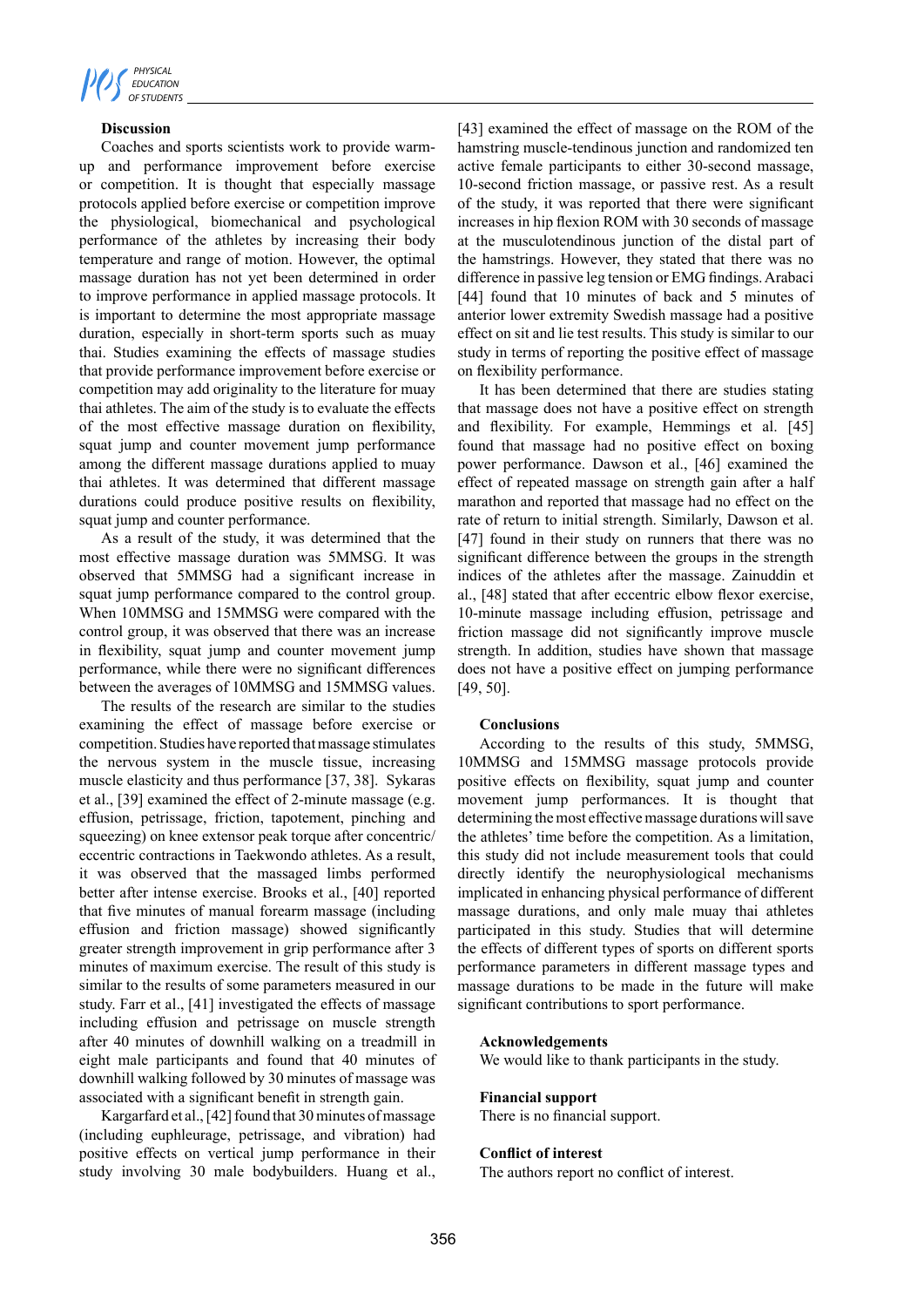## Discussion

Coaches and sports scientists work to provide warm-up and performance improvement before exercise or competition. It is thought that especially massage protocols applied before exercise or competition improve the physiological, biomechanical and psychological performance of the athletes by increasing their body temperature and range of motion. However, the optimal massage duration has not yet been determined in order to improve performance in applied massage protocols. It is important to determine the most appropriate massage duration, especially in short-term sports such as muay thai. Studies examining the effects of massage studies that provide performance improvement before exercise or competition may add originality to the literature for muay thai athletes. The aim of the study is to evaluate the effects of the most effective massage duration on flexibility, squat jump and counter movement jump performance among the different massage durations applied to muay thai athletes. It was determined that different massage durations could produce positive results on flexibility, squat jump and counter performance.

As a result of the study, it was determined that the most effective massage duration was 5MMSG. It was observed that 5MMSG had a significant increase in squat jump performance compared to the control group. When 10MMSG and 15MMSG were compared with the control group, it was observed that there was an increase in flexibility, squat jump and counter movement jump performance, while there were no significant differences between the averages of 10MMSG and 15MMSG values.

The results of the research are similar to the studies examining the effect of massage before exercise or competition. Studies have reported that massage stimulates the nervous system in the muscle tissue, increasing muscle elasticity and thus performance [37, 38]. Sykaras et al., [39] examined the effect of 2-minute massage (e.g. effusion, petrissage, friction, tapotement, pinching and squeezing) on knee extensor peak torque after concentric/eccentric contractions in Taekwondo athletes. As a result, it was observed that the massaged limbs performed better after intense exercise. Brooks et al., [40] reported that five minutes of manual forearm massage (including effusion and friction massage) showed significantly greater strength improvement in grip performance after 3 minutes of maximum exercise. The result of this study is similar to the results of some parameters measured in our study. Farr et al., [41] investigated the effects of massage including effusion and petrissage on muscle strength after 40 minutes of downhill walking on a treadmill in eight male participants and found that 40 minutes of downhill walking followed by 30 minutes of massage was associated with a significant benefit in strength gain.

Kargarfard et al., [42] found that 30 minutes of massage (including euphleurage, petrissage, and vibration) had positive effects on vertical jump performance in their study involving 30 male bodybuilders. Huang et al., [43] examined the effect of massage on the ROM of the hamstring muscle-tendinous junction and randomized ten active female participants to either 30-second massage, 10-second friction massage, or passive rest. As a result of the study, it was reported that there were significant increases in hip flexion ROM with 30 seconds of massage at the musculotendinous junction of the distal part of the hamstrings. However, they stated that there was no difference in passive leg tension or EMG findings. Arabaci [44] found that 10 minutes of back and 5 minutes of anterior lower extremity Swedish massage had a positive effect on sit and lie test results. This study is similar to our study in terms of reporting the positive effect of massage on flexibility performance.

It has been determined that there are studies stating that massage does not have a positive effect on strength and flexibility. For example, Hemmings et al. [45] found that massage had no positive effect on boxing power performance. Dawson et al., [46] examined the effect of repeated massage on strength gain after a half marathon and reported that massage had no effect on the rate of return to initial strength. Similarly, Dawson et al. [47] found in their study on runners that there was no significant difference between the groups in the strength indices of the athletes after the massage. Zainuddin et al., [48] stated that after eccentric elbow flexor exercise, 10-minute massage including effusion, petrissage and friction massage did not significantly improve muscle strength. In addition, studies have shown that massage does not have a positive effect on jumping performance [49, 50].

## Conclusions

According to the results of this study, 5MMSG, 10MMSG and 15MMSG massage protocols provide positive effects on flexibility, squat jump and counter movement jump performances. It is thought that determining the most effective massage durations will save the athletes' time before the competition. As a limitation, this study did not include measurement tools that could directly identify the neurophysiological mechanisms implicated in enhancing physical performance of different massage durations, and only male muay thai athletes participated in this study. Studies that will determine the effects of different types of sports on different sports performance parameters in different massage types and massage durations to be made in the future will make significant contributions to sport performance.

## Acknowledgements

We would like to thank participants in the study.

## Financial support

There is no financial support.

## Conflict of interest

The authors report no conflict of interest.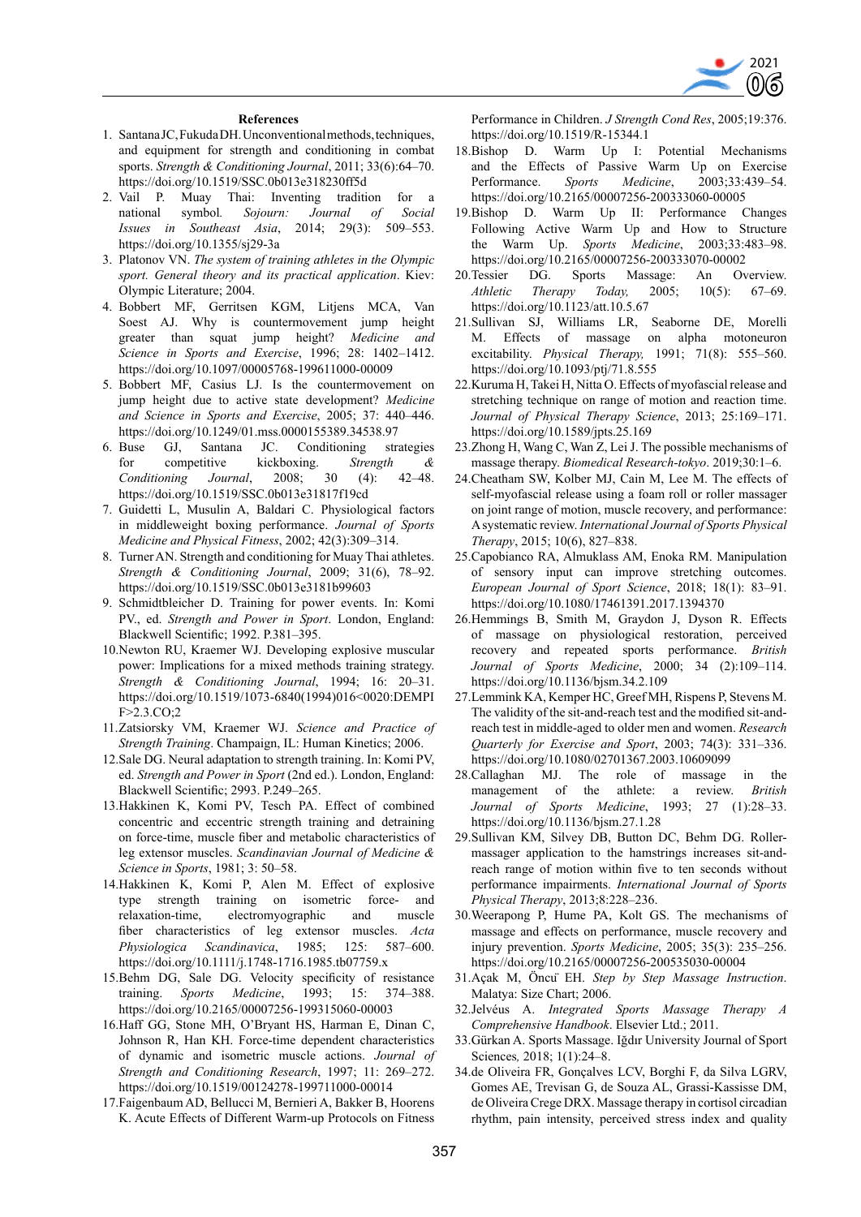## References

1. Santana JC, Fukuda DH. Unconventional methods, techniques, and equipment for strength and conditioning in combat sports. *Strength & Conditioning Journal*, 2011; 33(6):64–70. https://doi.org/10.1519/SSC.0b013e318230ff5d
2. Vail P. Muay Thai: Inventing tradition for a national symbol. *Sojourn: Journal of Social Issues in Southeast Asia*, 2014; 29(3): 509–553. https://doi.org/10.1355/sj29-3a
3. Platonov VN. *The system of training athletes in the Olympic sport. General theory and its practical application*. Kiev: Olympic Literature; 2004.
4. Bobbert MF, Gerritsen KGM, Litjens MCA, Van Soest AJ. Why is countermovement jump height greater than squat jump height? *Medicine and Science in Sports and Exercise*, 1996; 28: 1402–1412. https://doi.org/10.1097/00005768-199611000-00009
5. Bobbert MF, Casius LJ. Is the countermovement on jump height due to active state development? *Medicine and Science in Sports and Exercise*, 2005; 37: 440–446. https://doi.org/10.1249/01.mss.0000155389.34538.97
6. Buse GJ, Santana JC. Conditioning strategies for competitive kickboxing. *Strength & Conditioning Journal*, 2008; 30 (4): 42–48. https://doi.org/10.1519/SSC.0b013e31817f19cd
7. Guidetti L, Musulin A, Baldari C. Physiological factors in middleweight boxing performance. *Journal of Sports Medicine and Physical Fitness*, 2002; 42(3):309–314.
8. Turner AN. Strength and conditioning for Muay Thai athletes. *Strength & Conditioning Journal*, 2009; 31(6), 78–92. https://doi.org/10.1519/SSC.0b013e3181b99603
9. Schmidtbleicher D. Training for power events. In: Komi PV., ed. *Strength and Power in Sport*. London, England: Blackwell Scientific; 1992. P.381–395.
10. Newton RU, Kraemer WJ. Developing explosive muscular power: Implications for a mixed methods training strategy. *Strength & Conditioning Journal*, 1994; 16: 20–31. https://doi.org/10.1519/1073-6840(1994)016<0020:DEMPF>2.3.CO;2
11. Zatsiorsky VM, Kraemer WJ. *Science and Practice of Strength Training*. Champaign, IL: Human Kinetics; 2006.
12. Sale DG. Neural adaptation to strength training. In: Komi PV, ed. *Strength and Power in Sport* (2nd ed.). London, England: Blackwell Scientific; 2993. P.249–265.
13. Hakkinen K, Komi PV, Tesch PA. Effect of combined concentric and eccentric strength training and detraining on force-time, muscle fiber and metabolic characteristics of leg extensor muscles. *Scandinavian Journal of Medicine & Science in Sports*, 1981; 3: 50–58.
14. Hakkinen K, Komi P, Alen M. Effect of explosive type strength training on isometric force- and relaxation-time, electromyographic and muscle fiber characteristics of leg extensor muscles. *Acta Physiologica Scandinavica*, 1985; 125: 587–600. https://doi.org/10.1111/j.1748-1716.1985.tb07759.x
15. Behm DG, Sale DG. Velocity specificity of resistance training. *Sports Medicine*, 1993; 15: 374–388. https://doi.org/10.2165/00007256-199315060-00003
16. Haff GG, Stone MH, O'Bryant HS, Harman E, Dinan C, Johnson R, Han KH. Force-time dependent characteristics of dynamic and isometric muscle actions. *Journal of Strength and Conditioning Research*, 1997; 11: 269–272. https://doi.org/10.1519/00124278-199711000-00014
17. Faigenbaum AD, Bellucci M, Bernieri A, Bakker B, Hoorens K. Acute Effects of Different Warm-up Protocols on Fitness Performance in Children. *J Strength Cond Res*, 2005;19:376. https://doi.org/10.1519/R-15344.1
18. Bishop D. Warm Up I: Potential Mechanisms and the Effects of Passive Warm Up on Exercise Performance. *Sports Medicine*, 2003;33:439–54. https://doi.org/10.2165/00007256-200333060-00005
19. Bishop D. Warm Up II: Performance Changes Following Active Warm Up and How to Structure the Warm Up. *Sports Medicine*, 2003;33:483–98. https://doi.org/10.2165/00007256-200333070-00002
20. Tessier DG. Sports Massage: An Overview. *Athletic Therapy Today,* 2005; 10(5): 67–69. https://doi.org/10.1123/att.10.5.67
21. Sullivan SJ, Williams LR, Seaborne DE, Morelli M. Effects of massage on alpha motoneuron excitability. *Physical Therapy,* 1991; 71(8): 555–560. https://doi.org/10.1093/ptj/71.8.555
22. Kuruma H, Takei H, Nitta O. Effects of myofascial release and stretching technique on range of motion and reaction time. *Journal of Physical Therapy Science*, 2013; 25:169–171. https://doi.org/10.1589/jpts.25.169
23. Zhong H, Wang C, Wan Z, Lei J. The possible mechanisms of massage therapy. *Biomedical Research-tokyo*. 2019;30:1–6.
24. Cheatham SW, Kolber MJ, Cain M, Lee M. The effects of self-myofascial release using a foam roll or roller massager on joint range of motion, muscle recovery, and performance: A systematic review. *International Journal of Sports Physical Therapy*, 2015; 10(6), 827–838.
25. Capobianco RA, Almuklass AM, Enoka RM. Manipulation of sensory input can improve stretching outcomes. *European Journal of Sport Science*, 2018; 18(1): 83–91. https://doi.org/10.1080/17461391.2017.1394370
26. Hemmings B, Smith M, Graydon J, Dyson R. Effects of massage on physiological restoration, perceived recovery and repeated sports performance. *British Journal of Sports Medicine*, 2000; 34 (2):109–114. https://doi.org/10.1136/bjsm.34.2.109
27. Lemmink KA, Kemper HC, Greef MH, Rispens P, Stevens M. The validity of the sit-and-reach test and the modified sit-and-reach test in middle-aged to older men and women. *Research Quarterly for Exercise and Sport*, 2003; 74(3): 331–336. https://doi.org/10.1080/02701367.2003.10609099
28. Callaghan MJ. The role of massage in the management of the athlete: a review. *British Journal of Sports Medicine*, 1993; 27 (1):28–33. https://doi.org/10.1136/bjsm.27.1.28
29. Sullivan KM, Silvey DB, Button DC, Behm DG. Roller-massager application to the hamstrings increases sit-and-reach range of motion within five to ten seconds without performance impairments. *International Journal of Sports Physical Therapy*, 2013;8:228–236.
30. Weerapong P, Hume PA, Kolt GS. The mechanisms of massage and effects on performance, muscle recovery and injury prevention. *Sports Medicine*, 2005; 35(3): 235–256. https://doi.org/10.2165/00007256-200535030-00004
31. Açak M, Öncü EH. *Step by Step Massage Instruction*. Malatya: Size Chart; 2006.
32. Jelvéus A. *Integrated Sports Massage Therapy A Comprehensive Handbook*. Elsevier Ltd.; 2011.
33. Gürkan A. Sports Massage. Iğdır University Journal of Sport Sciences*,* 2018; 1(1):24–8.
34. de Oliveira FR, Gonçalves LCV, Borghi F, da Silva LGRV, Gomes AE, Trevisan G, de Souza AL, Grassi-Kassisse DM, de Oliveira Crege DRX. Massage therapy in cortisol circadian rhythm, pain intensity, perceived stress index and quality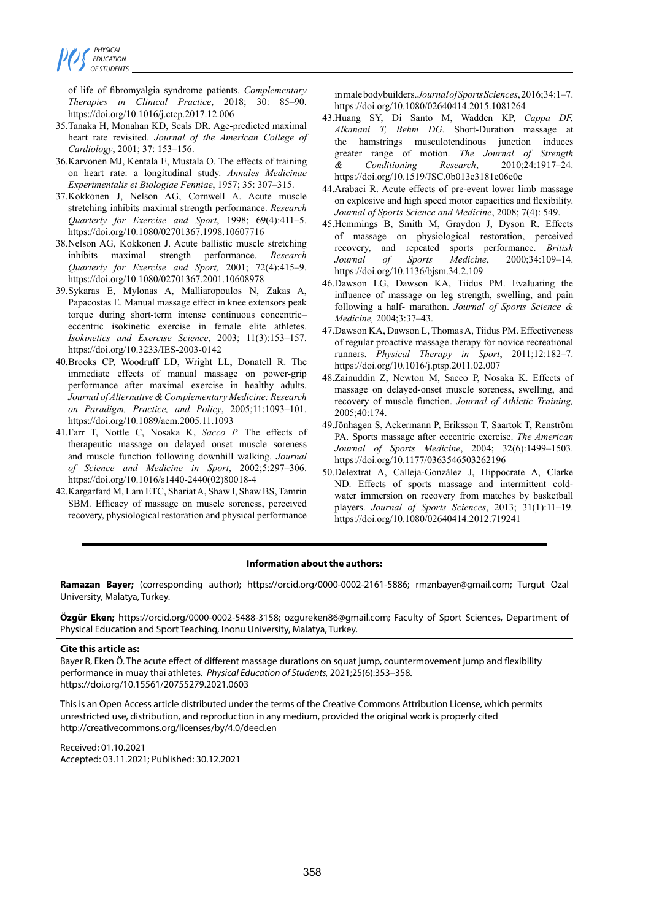of life of fibromyalgia syndrome patients. *Complementary Therapies in Clinical Practice*, 2018; 30: 85–90. https://doi.org/10.1016/j.ctcp.2017.12.006

35. Tanaka H, Monahan KD, Seals DR. Age-predicted maximal heart rate revisited. *Journal of the American College of Cardiology*, 2001; 37: 153–156.
36. Karvonen MJ, Kentala E, Mustala O. The effects of training on heart rate: a longitudinal study. *Annales Medicinae Experimentalis et Biologiae Fenniae*, 1957; 35: 307–315.
37. Kokkonen J, Nelson AG, Cornwell A. Acute muscle stretching inhibits maximal strength performance. *Research Quarterly for Exercise and Sport*, 1998; 69(4):411–5. https://doi.org/10.1080/02701367.1998.10607716
38. Nelson AG, Kokkonen J. Acute ballistic muscle stretching inhibits maximal strength performance. *Research Quarterly for Exercise and Sport,* 2001; 72(4):415–9. https://doi.org/10.1080/02701367.2001.10608978
39. Sykaras E, Mylonas A, Malliaropoulos N, Zakas A, Papacostas E. Manual massage effect in knee extensors peak torque during short-term intense continuous concentric–eccentric isokinetic exercise in female elite athletes. *Isokinetics and Exercise Science*, 2003; 11(3):153–157. https://doi.org/10.3233/IES-2003-0142
40. Brooks CP, Woodruff LD, Wright LL, Donatell R. The immediate effects of manual massage on power-grip performance after maximal exercise in healthy adults. *Journal of Alternative & Complementary Medicine: Research on Paradigm, Practice, and Policy*, 2005;11:1093–101. https://doi.org/10.1089/acm.2005.11.1093
41. Farr T, Nottle C, Nosaka K, *Sacco P.* The effects of therapeutic massage on delayed onset muscle soreness and muscle function following downhill walking. *Journal of Science and Medicine in Sport*, 2002;5:297–306. https://doi.org/10.1016/s1440-2440(02)80018-4
42. Kargarfard M, Lam ETC, Shariat A, Shaw I, Shaw BS, Tamrin SBM. Efficacy of massage on muscle soreness, perceived recovery, physiological restoration and physical performance in male bodybuilders. *Journal of Sports Sciences*, 2016;34:1–7. https://doi.org/10.1080/02640414.2015.1081264
43. Huang SY, Di Santo M, Wadden KP, *Cappa DF, Alkanani T, Behm DG.* Short-Duration massage at the hamstrings musculotendinous junction induces greater range of motion. *The Journal of Strength & Conditioning Research*, 2010;24:1917–24. https://doi.org/10.1519/JSC.0b013e3181e06e0c
44. Arabaci R. Acute effects of pre-event lower limb massage on explosive and high speed motor capacities and flexibility. *Journal of Sports Science and Medicine*, 2008; 7(4): 549.
45. Hemmings B, Smith M, Graydon J, Dyson R. Effects of massage on physiological restoration, perceived recovery, and repeated sports performance. *British Journal of Sports Medicine*, 2000;34:109–14. https://doi.org/10.1136/bjsm.34.2.109
46. Dawson LG, Dawson KA, Tiidus PM. Evaluating the influence of massage on leg strength, swelling, and pain following a half- marathon. *Journal of Sports Science & Medicine,* 2004;3:37–43.
47. Dawson KA, Dawson L, Thomas A, Tiidus PM. Effectiveness of regular proactive massage therapy for novice recreational runners. *Physical Therapy in Sport*, 2011;12:182–7. https://doi.org/10.1016/j.ptsp.2011.02.007
48. Zainuddin Z, Newton M, Sacco P, Nosaka K. Effects of massage on delayed-onset muscle soreness, swelling, and recovery of muscle function. *Journal of Athletic Training,* 2005;40:174.
49. Jönhagen S, Ackermann P, Eriksson T, Saartok T, Renström PA. Sports massage after eccentric exercise. *The American Journal of Sports Medicine*, 2004; 32(6):1499–1503. https://doi.org/10.1177/0363546503262196
50. Delextrat A, Calleja-González J, Hippocrate A, Clarke ND. Effects of sports massage and intermittent cold-water immersion on recovery from matches by basketball players. *Journal of Sports Sciences*, 2013; 31(1):11–19. https://doi.org/10.1080/02640414.2012.719241

**Information about the authors:**

**Ramazan Bayer;** (corresponding author); https://orcid.org/0000-0002-2161-5886; rmznbayer@gmail.com; Turgut Ozal University, Malatya, Turkey.

**Özgür Eken;** https://orcid.org/0000-0002-5488-3158; ozgureken86@gmail.com; Faculty of Sport Sciences, Department of Physical Education and Sport Teaching, Inonu University, Malatya, Turkey.

**Cite this article as:**
Bayer R, Eken Ö. The acute effect of different massage durations on squat jump, countermovement jump and flexibility performance in muay thai athletes. *Physical Education of Students,* 2021;25(6):353–358.
https://doi.org/10.15561/20755279.2021.0603

This is an Open Access article distributed under the terms of the Creative Commons Attribution License, which permits unrestricted use, distribution, and reproduction in any medium, provided the original work is properly cited
http://creativecommons.org/licenses/by/4.0/deed.en

Received: 01.10.2021
Accepted: 03.11.2021; Published: 30.12.2021